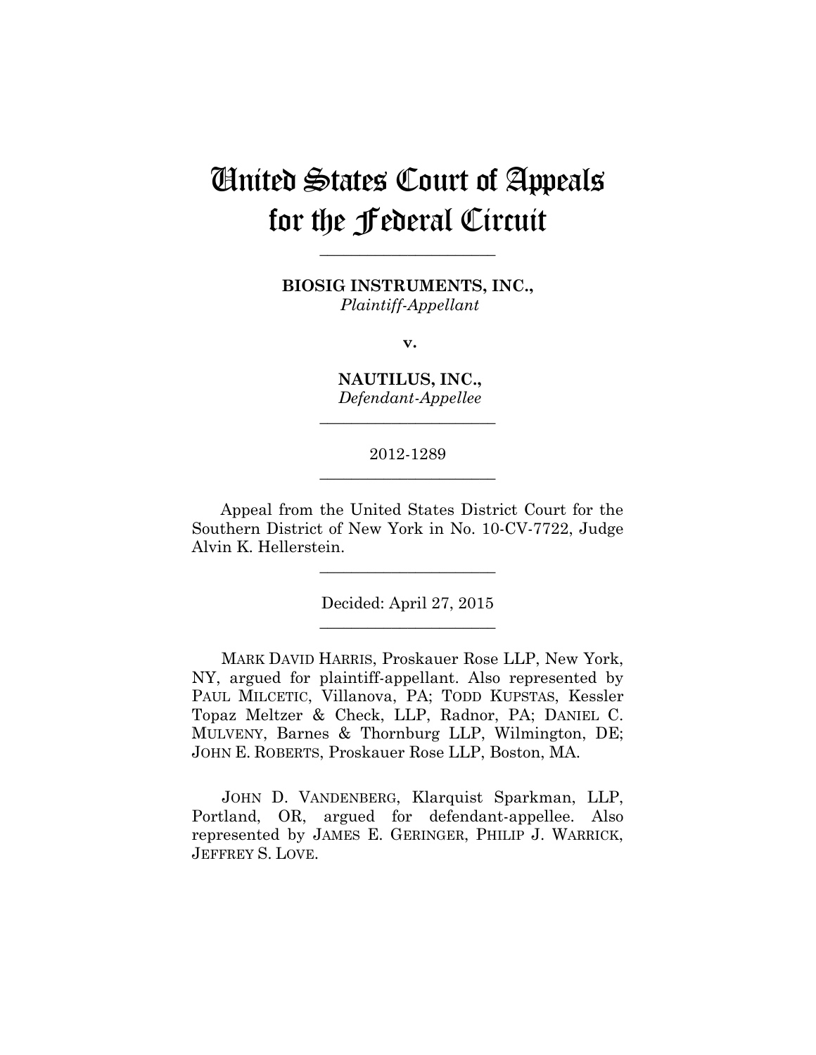# United States Court of Appeals for the Federal Circuit

---

**BIOSIG INSTRUMENTS, INC.,**
*Plaintiff-Appellant*

**v.**

**NAUTILUS, INC.,**
*Defendant-Appellee*

---

2012-1289

---

Appeal from the United States District Court for the Southern District of New York in No. 10-CV-7722, Judge Alvin K. Hellerstein.

---

Decided: April 27, 2015

---

MARK DAVID HARRIS, Proskauer Rose LLP, New York, NY, argued for plaintiff-appellant. Also represented by PAUL MILCETIC, Villanova, PA; TODD KUPSTAS, Kessler Topaz Meltzer & Check, LLP, Radnor, PA; DANIEL C. MULVENY, Barnes & Thornburg LLP, Wilmington, DE; JOHN E. ROBERTS, Proskauer Rose LLP, Boston, MA.

JOHN D. VANDENBERG, Klarquist Sparkman, LLP, Portland, OR, argued for defendant-appellee. Also represented by JAMES E. GERINGER, PHILIP J. WARRICK, JEFFREY S. LOVE.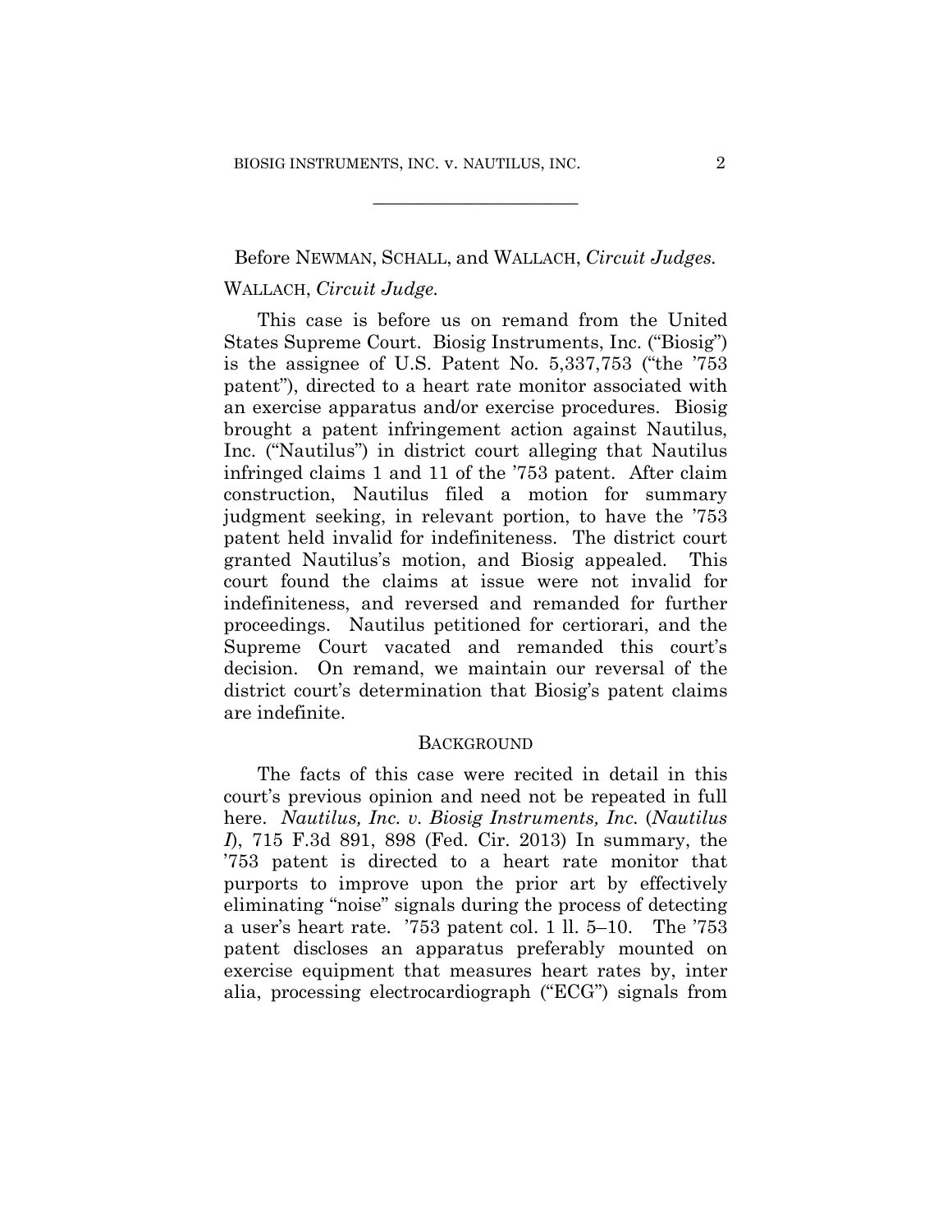Before NEWMAN, SCHALL, and WALLACH, *Circuit Judges.*

WALLACH, *Circuit Judge.*

This case is before us on remand from the United States Supreme Court. Biosig Instruments, Inc. ("Biosig") is the assignee of U.S. Patent No. 5,337,753 ("the '753 patent"), directed to a heart rate monitor associated with an exercise apparatus and/or exercise procedures. Biosig brought a patent infringement action against Nautilus, Inc. ("Nautilus") in district court alleging that Nautilus infringed claims 1 and 11 of the '753 patent. After claim construction, Nautilus filed a motion for summary judgment seeking, in relevant portion, to have the '753 patent held invalid for indefiniteness. The district court granted Nautilus's motion, and Biosig appealed. This court found the claims at issue were not invalid for indefiniteness, and reversed and remanded for further proceedings. Nautilus petitioned for certiorari, and the Supreme Court vacated and remanded this court's decision. On remand, we maintain our reversal of the district court's determination that Biosig's patent claims are indefinite.

## BACKGROUND

The facts of this case were recited in detail in this court's previous opinion and need not be repeated in full here. *Nautilus, Inc. v. Biosig Instruments, Inc.* (*Nautilus I*), 715 F.3d 891, 898 (Fed. Cir. 2013) In summary, the '753 patent is directed to a heart rate monitor that purports to improve upon the prior art by effectively eliminating "noise" signals during the process of detecting a user's heart rate. '753 patent col. 1 ll. 5–10. The '753 patent discloses an apparatus preferably mounted on exercise equipment that measures heart rates by, inter alia, processing electrocardiograph ("ECG") signals from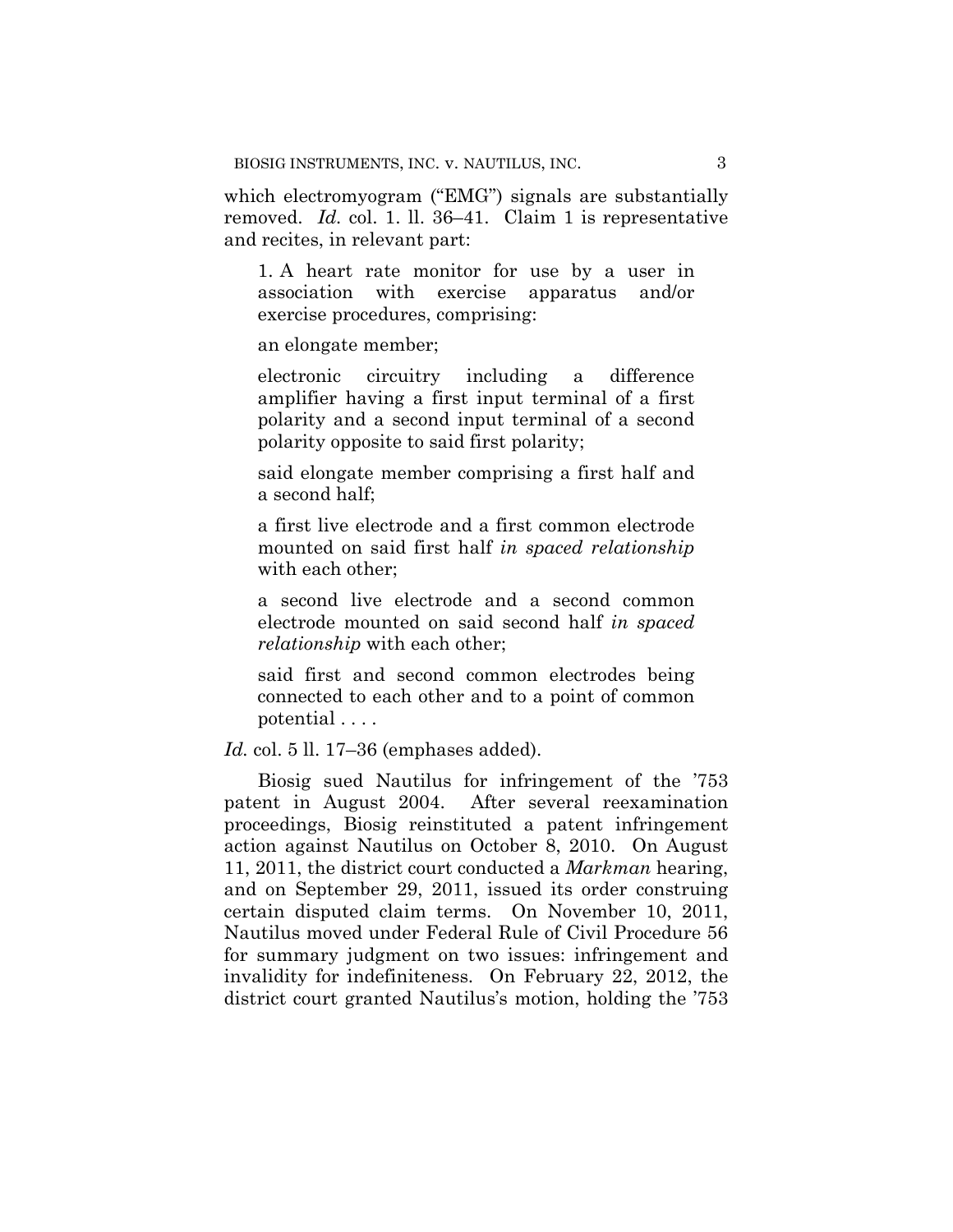which electromyogram ("EMG") signals are substantially removed. *Id.* col. 1. ll. 36–41. Claim 1 is representative and recites, in relevant part:

> 1. A heart rate monitor for use by a user in association with exercise apparatus and/or exercise procedures, comprising:
>
> an elongate member;
>
> electronic circuitry including a difference amplifier having a first input terminal of a first polarity and a second input terminal of a second polarity opposite to said first polarity;
>
> said elongate member comprising a first half and a second half;
>
> a first live electrode and a first common electrode mounted on said first half *in spaced relationship* with each other;
>
> a second live electrode and a second common electrode mounted on said second half *in spaced relationship* with each other;
>
> said first and second common electrodes being connected to each other and to a point of common potential . . . .

*Id.* col. 5 ll. 17–36 (emphases added).

Biosig sued Nautilus for infringement of the '753 patent in August 2004. After several reexamination proceedings, Biosig reinstituted a patent infringement action against Nautilus on October 8, 2010. On August 11, 2011, the district court conducted a *Markman* hearing, and on September 29, 2011, issued its order construing certain disputed claim terms. On November 10, 2011, Nautilus moved under Federal Rule of Civil Procedure 56 for summary judgment on two issues: infringement and invalidity for indefiniteness. On February 22, 2012, the district court granted Nautilus's motion, holding the '753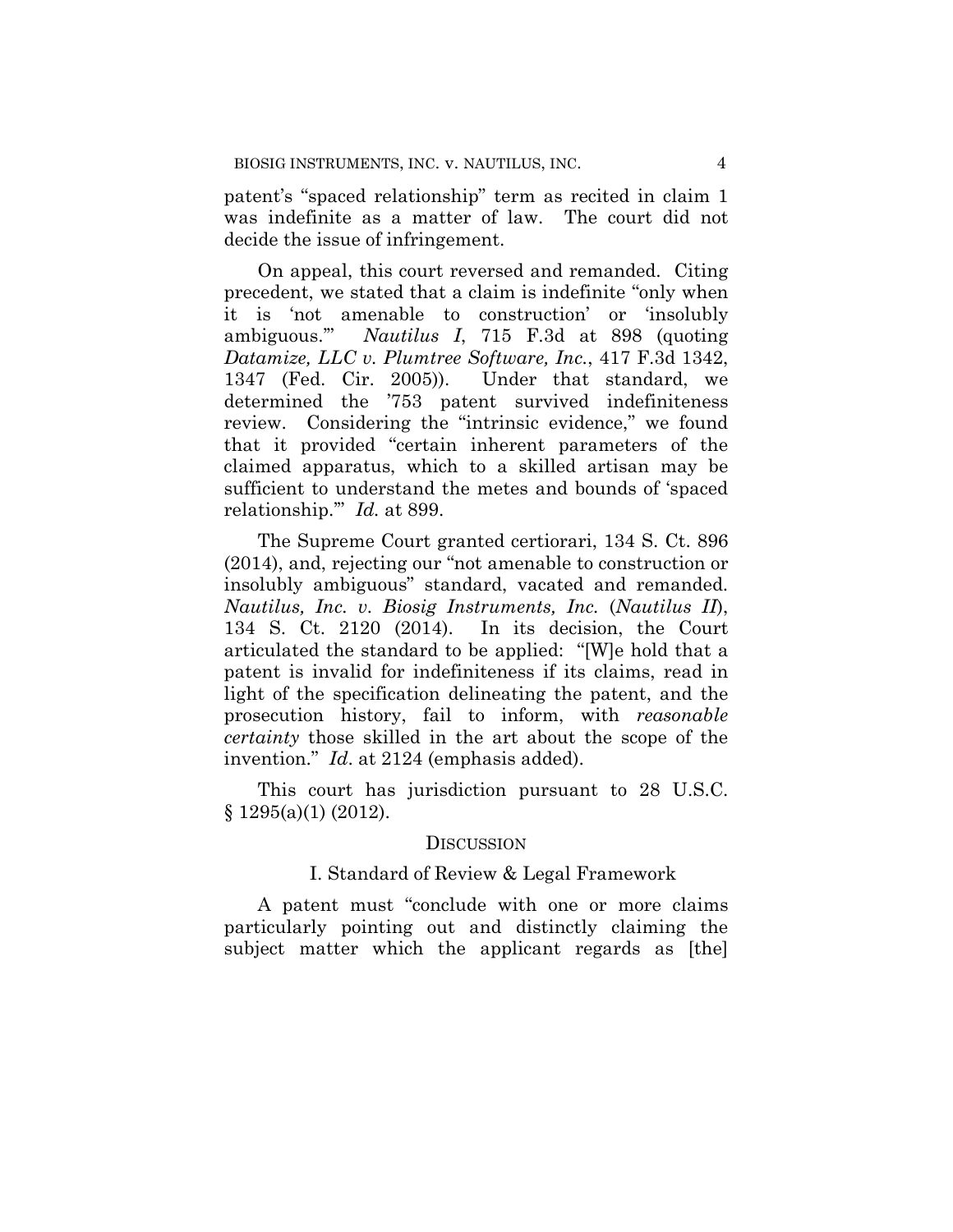patent's "spaced relationship" term as recited in claim 1 was indefinite as a matter of law. The court did not decide the issue of infringement.

On appeal, this court reversed and remanded. Citing precedent, we stated that a claim is indefinite "only when it is 'not amenable to construction' or 'insolubly ambiguous.'" *Nautilus I*, 715 F.3d at 898 (quoting *Datamize, LLC v. Plumtree Software, Inc.*, 417 F.3d 1342, 1347 (Fed. Cir. 2005)). Under that standard, we determined the '753 patent survived indefiniteness review. Considering the "intrinsic evidence," we found that it provided "certain inherent parameters of the claimed apparatus, which to a skilled artisan may be sufficient to understand the metes and bounds of 'spaced relationship.'" *Id.* at 899.

The Supreme Court granted certiorari, 134 S. Ct. 896 (2014), and, rejecting our "not amenable to construction or insolubly ambiguous" standard, vacated and remanded. *Nautilus, Inc. v. Biosig Instruments, Inc.* (*Nautilus II*), 134 S. Ct. 2120 (2014). In its decision, the Court articulated the standard to be applied: "[W]e hold that a patent is invalid for indefiniteness if its claims, read in light of the specification delineating the patent, and the prosecution history, fail to inform, with *reasonable certainty* those skilled in the art about the scope of the invention." *Id*. at 2124 (emphasis added).

This court has jurisdiction pursuant to 28 U.S.C. § 1295(a)(1) (2012).

## DISCUSSION

### I. Standard of Review & Legal Framework

A patent must "conclude with one or more claims particularly pointing out and distinctly claiming the subject matter which the applicant regards as [the]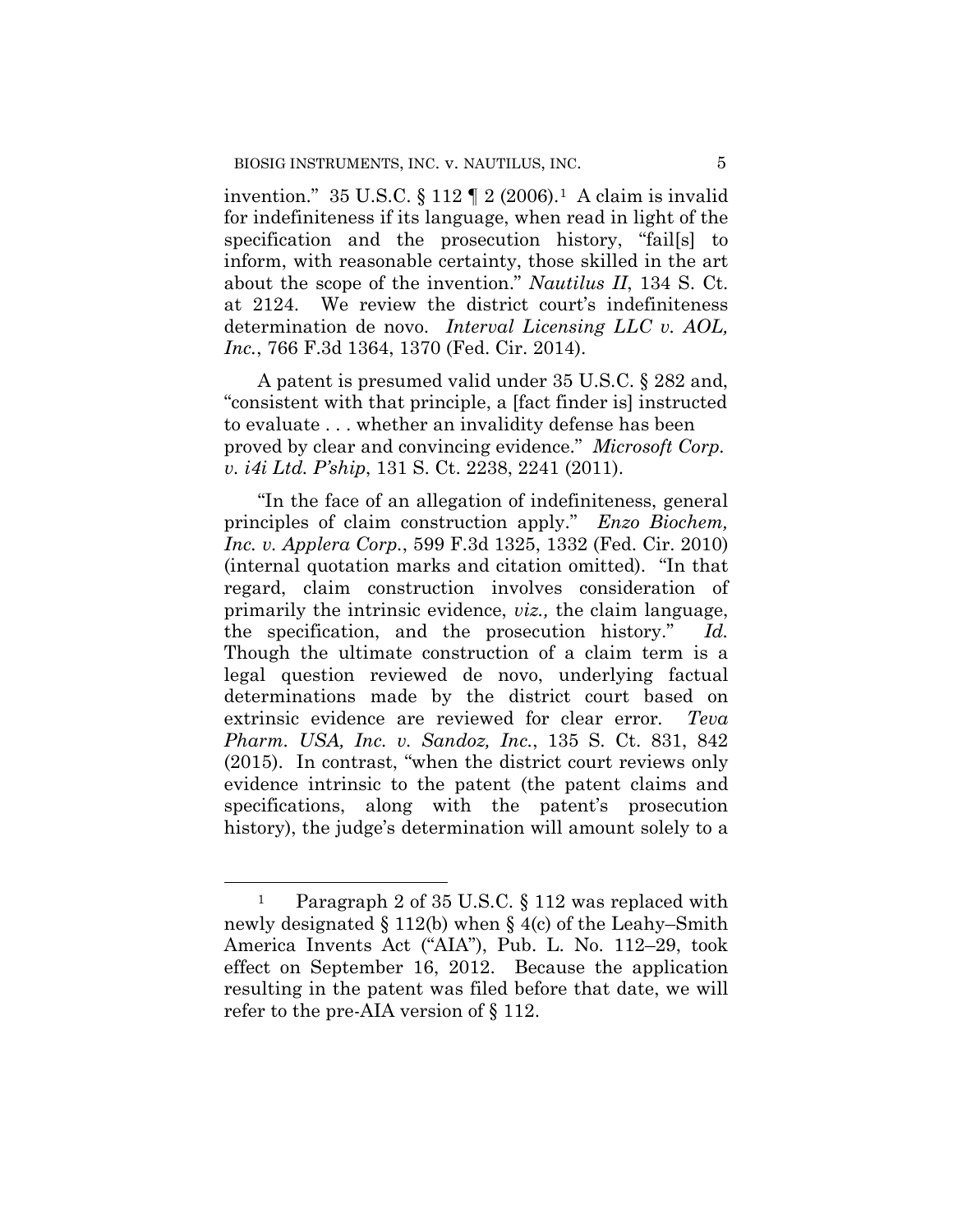invention." 35 U.S.C. § 112 ¶ 2 (2006).[1] A claim is invalid for indefiniteness if its language, when read in light of the specification and the prosecution history, "fail[s] to inform, with reasonable certainty, those skilled in the art about the scope of the invention." *Nautilus II*, 134 S. Ct. at 2124. We review the district court's indefiniteness determination de novo. *Interval Licensing LLC v. AOL, Inc.*, 766 F.3d 1364, 1370 (Fed. Cir. 2014).

A patent is presumed valid under 35 U.S.C. § 282 and, "consistent with that principle, a [fact finder is] instructed to evaluate . . . whether an invalidity defense has been proved by clear and convincing evidence." *Microsoft Corp. v. i4i Ltd. P'ship*, 131 S. Ct. 2238, 2241 (2011).

"In the face of an allegation of indefiniteness, general principles of claim construction apply." *Enzo Biochem, Inc. v. Applera Corp.*, 599 F.3d 1325, 1332 (Fed. Cir. 2010) (internal quotation marks and citation omitted). "In that regard, claim construction involves consideration of primarily the intrinsic evidence, *viz.,* the claim language, the specification, and the prosecution history." *Id.* Though the ultimate construction of a claim term is a legal question reviewed de novo, underlying factual determinations made by the district court based on extrinsic evidence are reviewed for clear error. *Teva Pharm. USA, Inc. v. Sandoz, Inc.*, 135 S. Ct. 831, 842 (2015). In contrast, "when the district court reviews only evidence intrinsic to the patent (the patent claims and specifications, along with the patent's prosecution history), the judge's determination will amount solely to a

---

[1] Paragraph 2 of 35 U.S.C. § 112 was replaced with newly designated § 112(b) when § 4(c) of the Leahy–Smith America Invents Act ("AIA"), Pub. L. No. 112–29, took effect on September 16, 2012. Because the application resulting in the patent was filed before that date, we will refer to the pre-AIA version of § 112.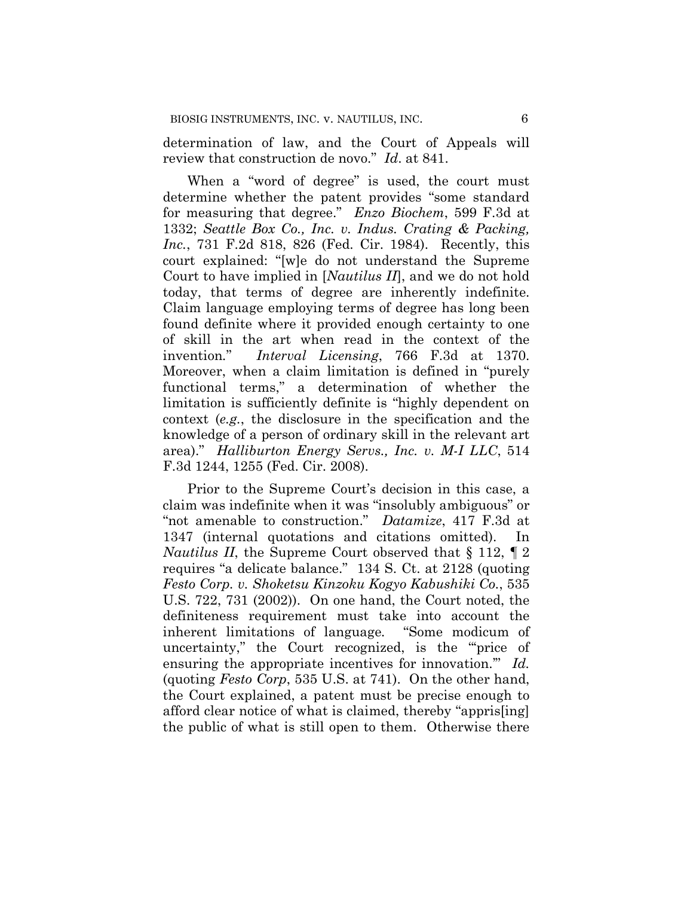determination of law, and the Court of Appeals will review that construction de novo." *Id*. at 841.

When a "word of degree" is used, the court must determine whether the patent provides "some standard for measuring that degree." *Enzo Biochem*, 599 F.3d at 1332; *Seattle Box Co., Inc. v. Indus. Crating & Packing, Inc.*, 731 F.2d 818, 826 (Fed. Cir. 1984). Recently, this court explained: "[w]e do not understand the Supreme Court to have implied in [*Nautilus II*], and we do not hold today, that terms of degree are inherently indefinite. Claim language employing terms of degree has long been found definite where it provided enough certainty to one of skill in the art when read in the context of the invention." *Interval Licensing*, 766 F.3d at 1370. Moreover, when a claim limitation is defined in "purely functional terms," a determination of whether the limitation is sufficiently definite is "highly dependent on context (*e.g.*, the disclosure in the specification and the knowledge of a person of ordinary skill in the relevant art area)." *Halliburton Energy Servs., Inc. v. M-I LLC*, 514 F.3d 1244, 1255 (Fed. Cir. 2008).

Prior to the Supreme Court's decision in this case, a claim was indefinite when it was "insolubly ambiguous" or "not amenable to construction." *Datamize*, 417 F.3d at 1347 (internal quotations and citations omitted). In *Nautilus II*, the Supreme Court observed that § 112, ¶ 2 requires "a delicate balance." 134 S. Ct. at 2128 (quoting *Festo Corp. v. Shoketsu Kinzoku Kogyo Kabushiki Co.*, 535 U.S. 722, 731 (2002)). On one hand, the Court noted, the definiteness requirement must take into account the inherent limitations of language. "Some modicum of uncertainty," the Court recognized, is the "'price of ensuring the appropriate incentives for innovation.'" *Id.* (quoting *Festo Corp*, 535 U.S. at 741). On the other hand, the Court explained, a patent must be precise enough to afford clear notice of what is claimed, thereby "appris[ing] the public of what is still open to them. Otherwise there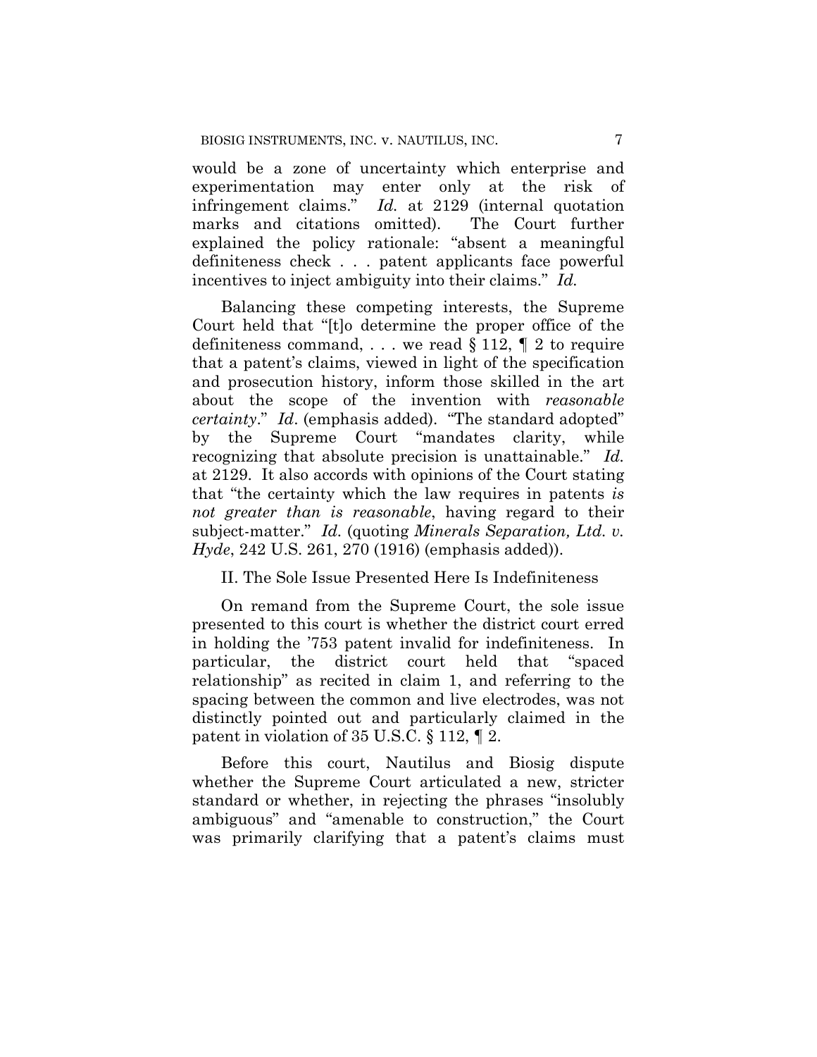would be a zone of uncertainty which enterprise and experimentation may enter only at the risk of infringement claims." *Id.* at 2129 (internal quotation marks and citations omitted). The Court further explained the policy rationale: "absent a meaningful definiteness check . . . patent applicants face powerful incentives to inject ambiguity into their claims." *Id.*

Balancing these competing interests, the Supreme Court held that "[t]o determine the proper office of the definiteness command, . . . we read § 112, ¶ 2 to require that a patent's claims, viewed in light of the specification and prosecution history, inform those skilled in the art about the scope of the invention with *reasonable certainty*." *Id*. (emphasis added). "The standard adopted" by the Supreme Court "mandates clarity, while recognizing that absolute precision is unattainable." *Id.* at 2129. It also accords with opinions of the Court stating that "the certainty which the law requires in patents *is not greater than is reasonable*, having regard to their subject-matter." *Id.* (quoting *Minerals Separation, Ltd. v. Hyde*, 242 U.S. 261, 270 (1916) (emphasis added)).

## II. The Sole Issue Presented Here Is Indefiniteness

On remand from the Supreme Court, the sole issue presented to this court is whether the district court erred in holding the '753 patent invalid for indefiniteness. In particular, the district court held that "spaced relationship" as recited in claim 1, and referring to the spacing between the common and live electrodes, was not distinctly pointed out and particularly claimed in the patent in violation of 35 U.S.C. § 112, ¶ 2.

Before this court, Nautilus and Biosig dispute whether the Supreme Court articulated a new, stricter standard or whether, in rejecting the phrases "insolubly ambiguous" and "amenable to construction," the Court was primarily clarifying that a patent's claims must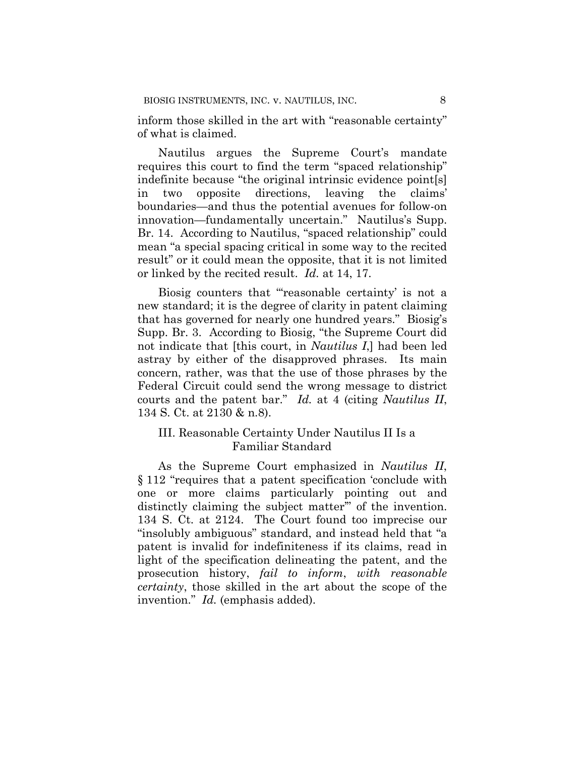inform those skilled in the art with "reasonable certainty" of what is claimed.

Nautilus argues the Supreme Court's mandate requires this court to find the term "spaced relationship" indefinite because "the original intrinsic evidence point[s] in two opposite directions, leaving the claims' boundaries—and thus the potential avenues for follow-on innovation—fundamentally uncertain." Nautilus's Supp. Br. 14. According to Nautilus, "spaced relationship" could mean "a special spacing critical in some way to the recited result" or it could mean the opposite, that it is not limited or linked by the recited result. *Id.* at 14, 17.

Biosig counters that "'reasonable certainty' is not a new standard; it is the degree of clarity in patent claiming that has governed for nearly one hundred years." Biosig's Supp. Br. 3. According to Biosig, "the Supreme Court did not indicate that [this court, in *Nautilus I*,] had been led astray by either of the disapproved phrases. Its main concern, rather, was that the use of those phrases by the Federal Circuit could send the wrong message to district courts and the patent bar." *Id.* at 4 (citing *Nautilus II*, 134 S. Ct. at 2130 & n.8).

## III. Reasonable Certainty Under Nautilus II Is a Familiar Standard

As the Supreme Court emphasized in *Nautilus II*, § 112 "requires that a patent specification 'conclude with one or more claims particularly pointing out and distinctly claiming the subject matter'" of the invention. 134 S. Ct. at 2124. The Court found too imprecise our "insolubly ambiguous" standard, and instead held that "a patent is invalid for indefiniteness if its claims, read in light of the specification delineating the patent, and the prosecution history, *fail to inform*, *with reasonable certainty*, those skilled in the art about the scope of the invention." *Id.* (emphasis added).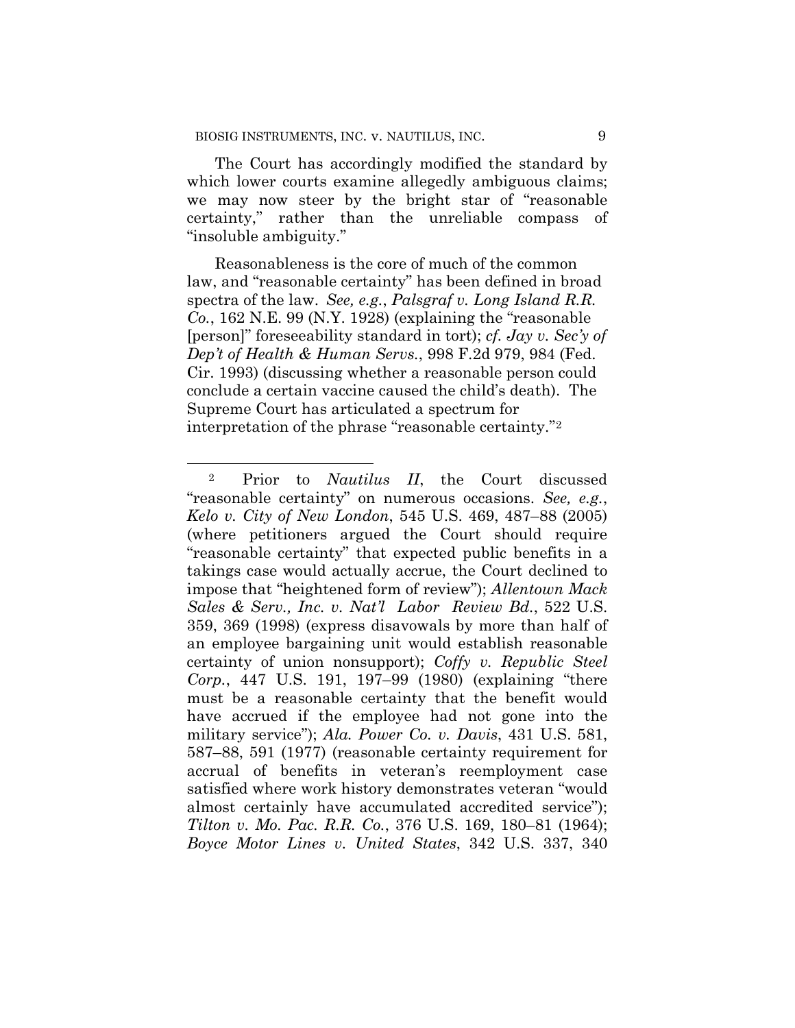The Court has accordingly modified the standard by which lower courts examine allegedly ambiguous claims; we may now steer by the bright star of "reasonable certainty," rather than the unreliable compass of "insoluble ambiguity."

Reasonableness is the core of much of the common law, and "reasonable certainty" has been defined in broad spectra of the law. *See, e.g.*, *Palsgraf v. Long Island R.R. Co.*, 162 N.E. 99 (N.Y. 1928) (explaining the "reasonable [person]" foreseeability standard in tort); *cf. Jay v. Sec'y of Dep't of Health & Human Servs.*, 998 F.2d 979, 984 (Fed. Cir. 1993) (discussing whether a reasonable person could conclude a certain vaccine caused the child's death). The Supreme Court has articulated a spectrum for interpretation of the phrase "reasonable certainty."[2]

---

[2] Prior to *Nautilus II*, the Court discussed "reasonable certainty" on numerous occasions. *See, e.g.*, *Kelo v. City of New London*, 545 U.S. 469, 487–88 (2005) (where petitioners argued the Court should require "reasonable certainty" that expected public benefits in a takings case would actually accrue, the Court declined to impose that "heightened form of review"); *Allentown Mack Sales & Serv., Inc. v. Nat'l Labor Review Bd.*, 522 U.S. 359, 369 (1998) (express disavowals by more than half of an employee bargaining unit would establish reasonable certainty of union nonsupport); *Coffy v. Republic Steel Corp.*, 447 U.S. 191, 197–99 (1980) (explaining "there must be a reasonable certainty that the benefit would have accrued if the employee had not gone into the military service"); *Ala. Power Co. v. Davis*, 431 U.S. 581, 587–88, 591 (1977) (reasonable certainty requirement for accrual of benefits in veteran's reemployment case satisfied where work history demonstrates veteran "would almost certainly have accumulated accredited service"); *Tilton v. Mo. Pac. R.R. Co.*, 376 U.S. 169, 180–81 (1964); *Boyce Motor Lines v. United States*, 342 U.S. 337, 340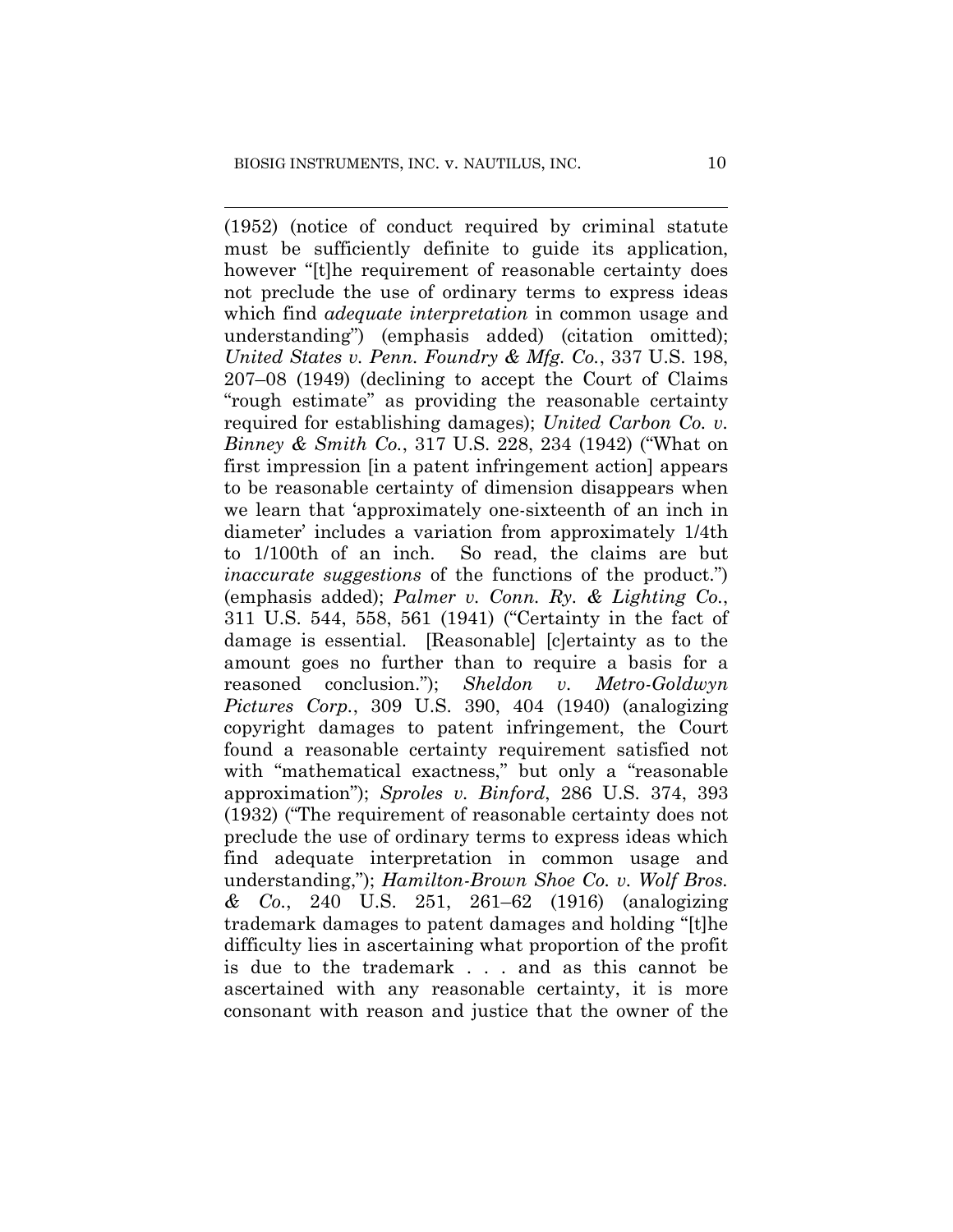(1952) (notice of conduct required by criminal statute must be sufficiently definite to guide its application, however "[t]he requirement of reasonable certainty does not preclude the use of ordinary terms to express ideas which find *adequate interpretation* in common usage and understanding") (emphasis added) (citation omitted); *United States v. Penn. Foundry & Mfg. Co.*, 337 U.S. 198, 207–08 (1949) (declining to accept the Court of Claims "rough estimate" as providing the reasonable certainty required for establishing damages); *United Carbon Co. v. Binney & Smith Co.*, 317 U.S. 228, 234 (1942) ("What on first impression [in a patent infringement action] appears to be reasonable certainty of dimension disappears when we learn that 'approximately one-sixteenth of an inch in diameter' includes a variation from approximately 1/4th to 1/100th of an inch. So read, the claims are but *inaccurate suggestions* of the functions of the product.") (emphasis added); *Palmer v. Conn. Ry. & Lighting Co.*, 311 U.S. 544, 558, 561 (1941) ("Certainty in the fact of damage is essential. [Reasonable] [c]ertainty as to the amount goes no further than to require a basis for a reasoned conclusion."); *Sheldon v. Metro-Goldwyn Pictures Corp.*, 309 U.S. 390, 404 (1940) (analogizing copyright damages to patent infringement, the Court found a reasonable certainty requirement satisfied not with "mathematical exactness," but only a "reasonable approximation"); *Sproles v. Binford*, 286 U.S. 374, 393 (1932) ("The requirement of reasonable certainty does not preclude the use of ordinary terms to express ideas which find adequate interpretation in common usage and understanding,"); *Hamilton-Brown Shoe Co. v. Wolf Bros. & Co.*, 240 U.S. 251, 261–62 (1916) (analogizing trademark damages to patent damages and holding "[t]he difficulty lies in ascertaining what proportion of the profit is due to the trademark . . . and as this cannot be ascertained with any reasonable certainty, it is more consonant with reason and justice that the owner of the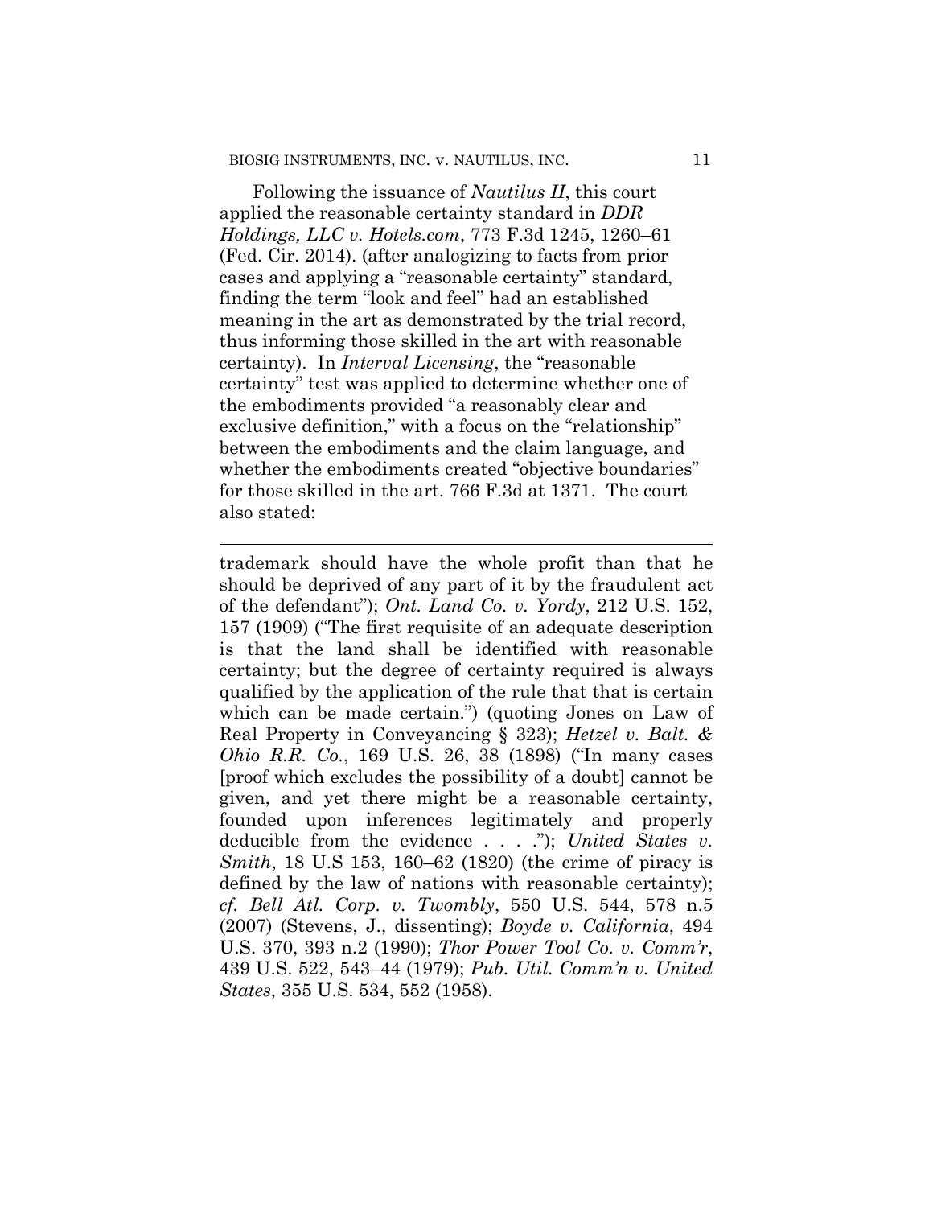Following the issuance of *Nautilus II*, this court applied the reasonable certainty standard in *DDR Holdings, LLC v. Hotels.com*, 773 F.3d 1245, 1260–61 (Fed. Cir. 2014). (after analogizing to facts from prior cases and applying a "reasonable certainty" standard, finding the term "look and feel" had an established meaning in the art as demonstrated by the trial record, thus informing those skilled in the art with reasonable certainty). In *Interval Licensing*, the "reasonable certainty" test was applied to determine whether one of the embodiments provided "a reasonably clear and exclusive definition," with a focus on the "relationship" between the embodiments and the claim language, and whether the embodiments created "objective boundaries" for those skilled in the art. 766 F.3d at 1371. The court also stated:

---

trademark should have the whole profit than that he should be deprived of any part of it by the fraudulent act of the defendant"); *Ont. Land Co. v. Yordy*, 212 U.S. 152, 157 (1909) ("The first requisite of an adequate description is that the land shall be identified with reasonable certainty; but the degree of certainty required is always qualified by the application of the rule that that is certain which can be made certain.") (quoting Jones on Law of Real Property in Conveyancing § 323); *Hetzel v. Balt. & Ohio R.R. Co.*, 169 U.S. 26, 38 (1898) ("In many cases [proof which excludes the possibility of a doubt] cannot be given, and yet there might be a reasonable certainty, founded upon inferences legitimately and properly deducible from the evidence . . . ."); *United States v. Smith*, 18 U.S 153, 160–62 (1820) (the crime of piracy is defined by the law of nations with reasonable certainty); *cf. Bell Atl. Corp. v. Twombly*, 550 U.S. 544, 578 n.5 (2007) (Stevens, J., dissenting); *Boyde v. California*, 494 U.S. 370, 393 n.2 (1990); *Thor Power Tool Co. v. Comm'r*, 439 U.S. 522, 543–44 (1979); *Pub. Util. Comm'n v. United States*, 355 U.S. 534, 552 (1958).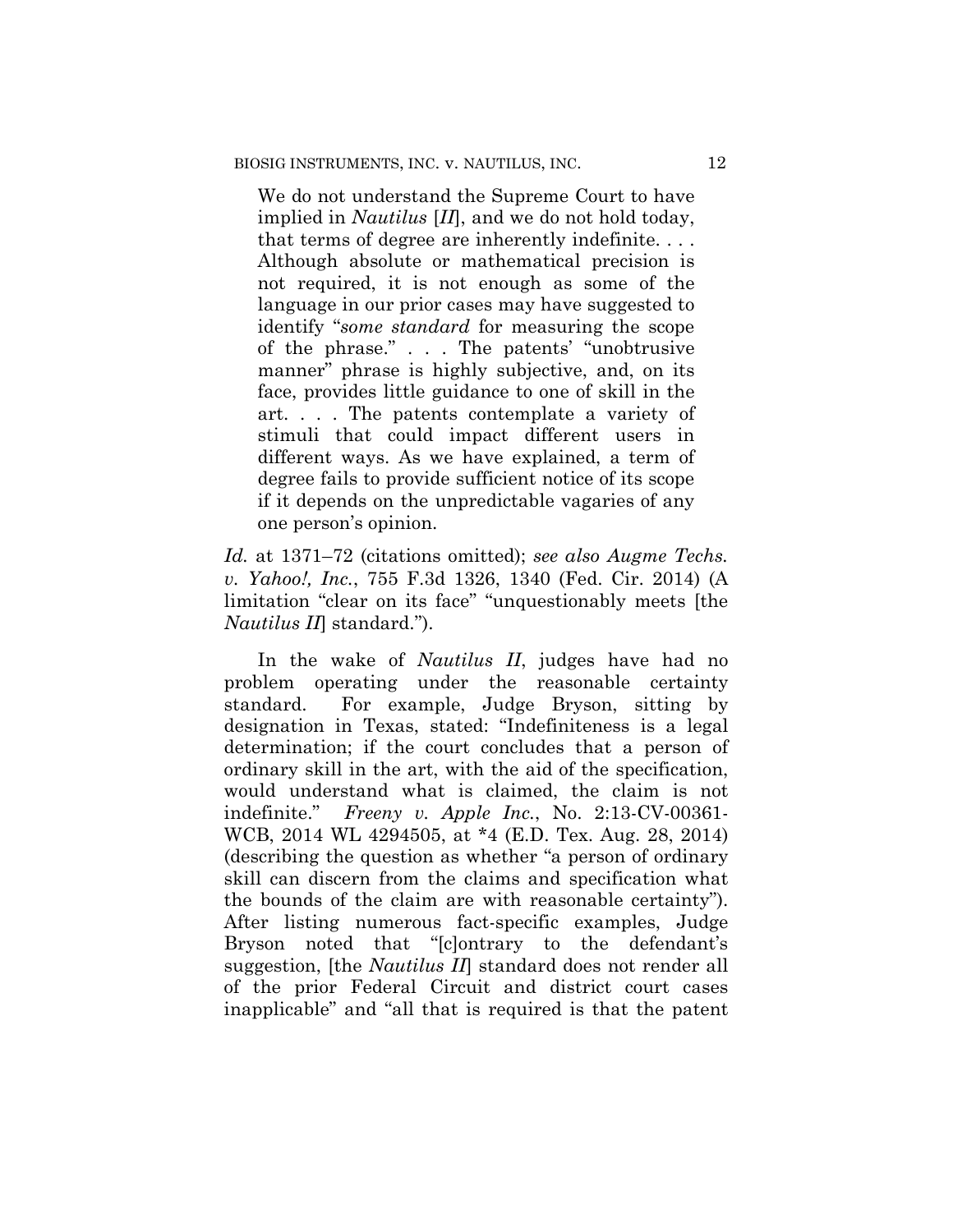> We do not understand the Supreme Court to have implied in *Nautilus* [*II*], and we do not hold today, that terms of degree are inherently indefinite. . . . Although absolute or mathematical precision is not required, it is not enough as some of the language in our prior cases may have suggested to identify "*some standard* for measuring the scope of the phrase." . . . The patents' "unobtrusive manner" phrase is highly subjective, and, on its face, provides little guidance to one of skill in the art. . . . The patents contemplate a variety of stimuli that could impact different users in different ways. As we have explained, a term of degree fails to provide sufficient notice of its scope if it depends on the unpredictable vagaries of any one person's opinion.

*Id.* at 1371–72 (citations omitted); *see also Augme Techs. v. Yahoo!, Inc.*, 755 F.3d 1326, 1340 (Fed. Cir. 2014) (A limitation "clear on its face" "unquestionably meets [the *Nautilus II*] standard.").

In the wake of *Nautilus II*, judges have had no problem operating under the reasonable certainty standard. For example, Judge Bryson, sitting by designation in Texas, stated: "Indefiniteness is a legal determination; if the court concludes that a person of ordinary skill in the art, with the aid of the specification, would understand what is claimed, the claim is not indefinite." *Freeny v. Apple Inc.*, No. 2:13-CV-00361-WCB, 2014 WL 4294505, at *4 (E.D. Tex. Aug. 28, 2014) (describing the question as whether "a person of ordinary skill can discern from the claims and specification what the bounds of the claim are with reasonable certainty"). After listing numerous fact-specific examples, Judge Bryson noted that "[c]ontrary to the defendant's suggestion, [the *Nautilus II*] standard does not render all of the prior Federal Circuit and district court cases inapplicable" and "all that is required is that the patent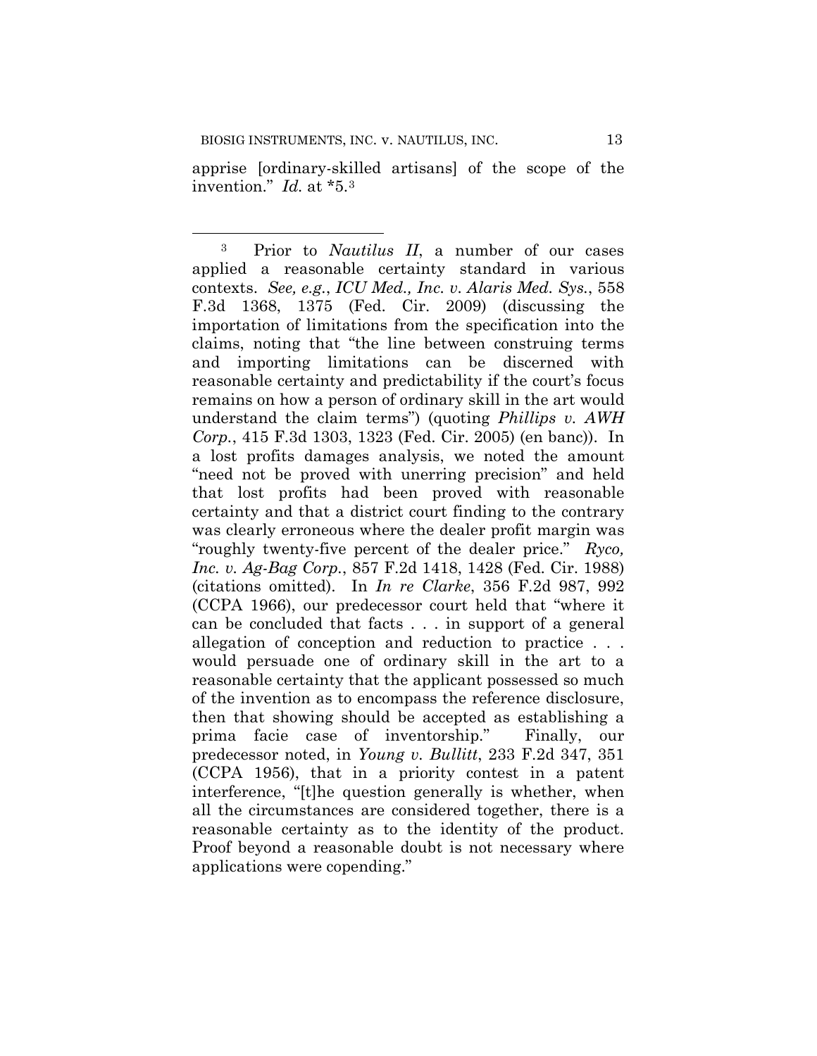apprise [ordinary-skilled artisans] of the scope of the invention." *Id.* at *5.[3]

---

[3] Prior to *Nautilus II*, a number of our cases applied a reasonable certainty standard in various contexts. *See, e.g.*, *ICU Med., Inc. v. Alaris Med. Sys.*, 558 F.3d 1368, 1375 (Fed. Cir. 2009) (discussing the importation of limitations from the specification into the claims, noting that "the line between construing terms and importing limitations can be discerned with reasonable certainty and predictability if the court's focus remains on how a person of ordinary skill in the art would understand the claim terms") (quoting *Phillips v. AWH Corp.*, 415 F.3d 1303, 1323 (Fed. Cir. 2005) (en banc)). In a lost profits damages analysis, we noted the amount "need not be proved with unerring precision" and held that lost profits had been proved with reasonable certainty and that a district court finding to the contrary was clearly erroneous where the dealer profit margin was "roughly twenty-five percent of the dealer price." *Ryco, Inc. v. Ag-Bag Corp.*, 857 F.2d 1418, 1428 (Fed. Cir. 1988) (citations omitted). In *In re Clarke*, 356 F.2d 987, 992 (CCPA 1966), our predecessor court held that "where it can be concluded that facts . . . in support of a general allegation of conception and reduction to practice . . . would persuade one of ordinary skill in the art to a reasonable certainty that the applicant possessed so much of the invention as to encompass the reference disclosure, then that showing should be accepted as establishing a prima facie case of inventorship." Finally, our predecessor noted, in *Young v. Bullitt*, 233 F.2d 347, 351 (CCPA 1956), that in a priority contest in a patent interference, "[t]he question generally is whether, when all the circumstances are considered together, there is a reasonable certainty as to the identity of the product. Proof beyond a reasonable doubt is not necessary where applications were copending."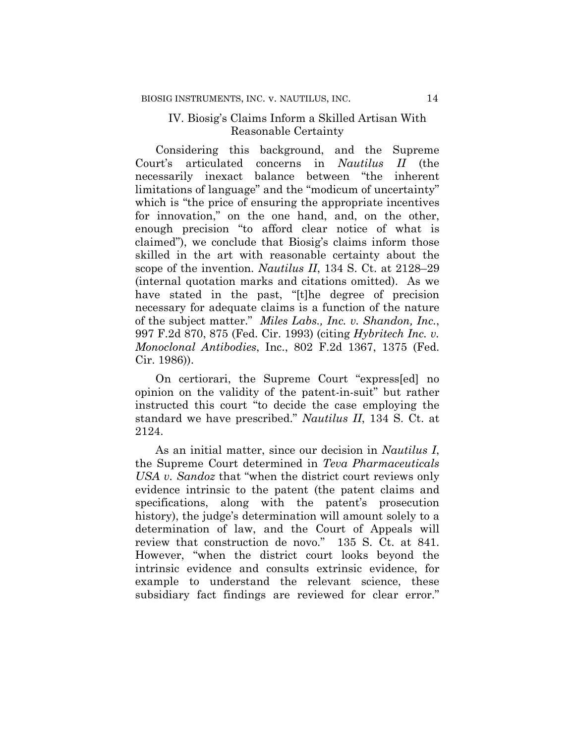## IV. Biosig's Claims Inform a Skilled Artisan With Reasonable Certainty

Considering this background, and the Supreme Court's articulated concerns in *Nautilus II* (the necessarily inexact balance between "the inherent limitations of language" and the "modicum of uncertainty" which is "the price of ensuring the appropriate incentives for innovation," on the one hand, and, on the other, enough precision "to afford clear notice of what is claimed"), we conclude that Biosig's claims inform those skilled in the art with reasonable certainty about the scope of the invention. *Nautilus II*, 134 S. Ct. at 2128–29 (internal quotation marks and citations omitted). As we have stated in the past, "[t]he degree of precision necessary for adequate claims is a function of the nature of the subject matter." *Miles Labs., Inc. v. Shandon, Inc.*, 997 F.2d 870, 875 (Fed. Cir. 1993) (citing *Hybritech Inc. v. Monoclonal Antibodies*, Inc., 802 F.2d 1367, 1375 (Fed. Cir. 1986)).

On certiorari, the Supreme Court "express[ed] no opinion on the validity of the patent-in-suit" but rather instructed this court "to decide the case employing the standard we have prescribed." *Nautilus II*, 134 S. Ct. at 2124.

As an initial matter, since our decision in *Nautilus I*, the Supreme Court determined in *Teva Pharmaceuticals USA v. Sandoz* that "when the district court reviews only evidence intrinsic to the patent (the patent claims and specifications, along with the patent's prosecution history), the judge's determination will amount solely to a determination of law, and the Court of Appeals will review that construction de novo." 135 S. Ct. at 841. However, "when the district court looks beyond the intrinsic evidence and consults extrinsic evidence, for example to understand the relevant science, these subsidiary fact findings are reviewed for clear error."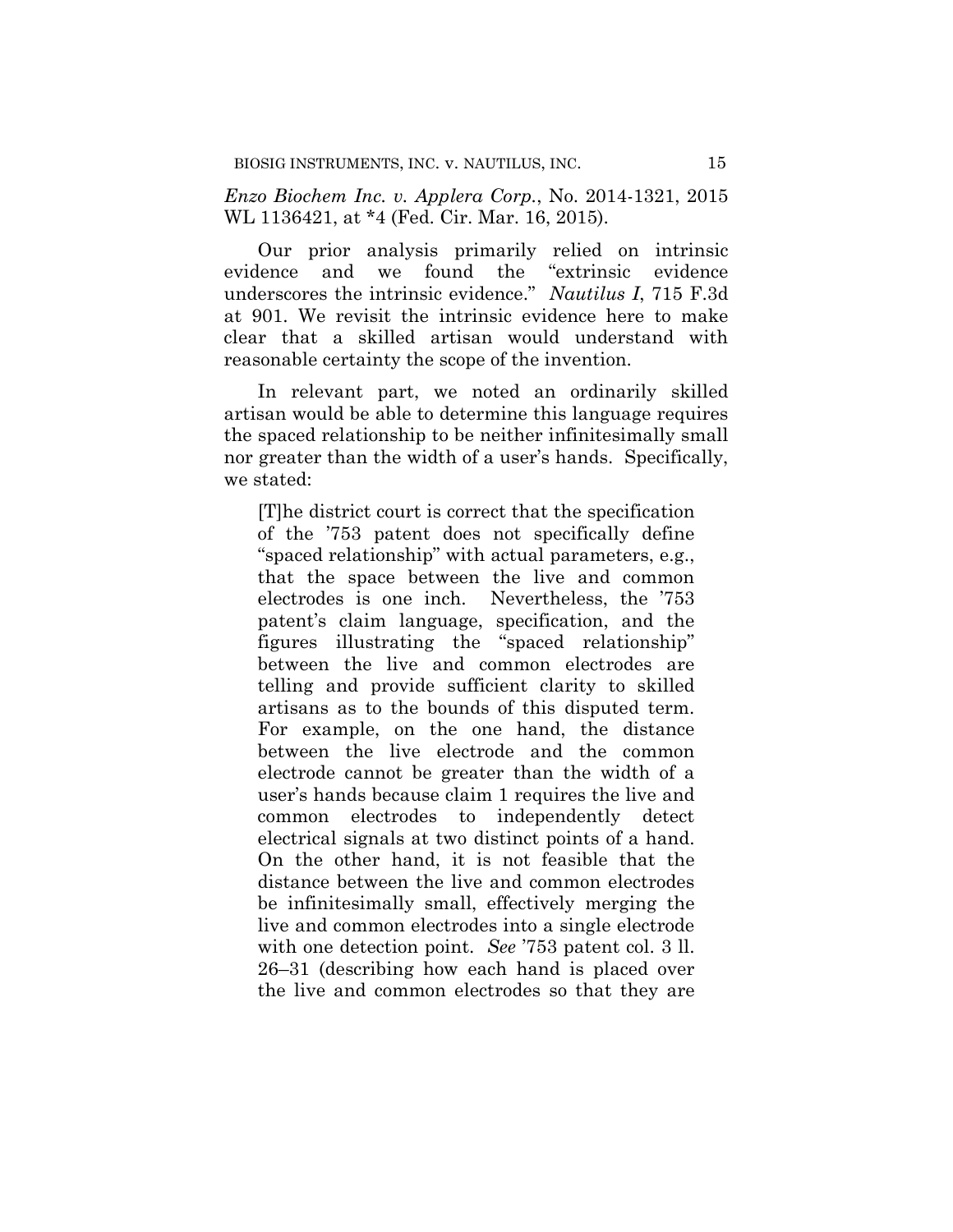*Enzo Biochem Inc. v. Applera Corp.*, No. 2014-1321, 2015 WL 1136421, at *4 (Fed. Cir. Mar. 16, 2015).

Our prior analysis primarily relied on intrinsic evidence and we found the "extrinsic evidence underscores the intrinsic evidence." *Nautilus I*, 715 F.3d at 901. We revisit the intrinsic evidence here to make clear that a skilled artisan would understand with reasonable certainty the scope of the invention.

In relevant part, we noted an ordinarily skilled artisan would be able to determine this language requires the spaced relationship to be neither infinitesimally small nor greater than the width of a user's hands. Specifically, we stated:

> [T]he district court is correct that the specification of the '753 patent does not specifically define "spaced relationship" with actual parameters, e.g., that the space between the live and common electrodes is one inch. Nevertheless, the '753 patent's claim language, specification, and the figures illustrating the "spaced relationship" between the live and common electrodes are telling and provide sufficient clarity to skilled artisans as to the bounds of this disputed term. For example, on the one hand, the distance between the live electrode and the common electrode cannot be greater than the width of a user's hands because claim 1 requires the live and common electrodes to independently detect electrical signals at two distinct points of a hand. On the other hand, it is not feasible that the distance between the live and common electrodes be infinitesimally small, effectively merging the live and common electrodes into a single electrode with one detection point. *See* '753 patent col. 3 ll. 26–31 (describing how each hand is placed over the live and common electrodes so that they are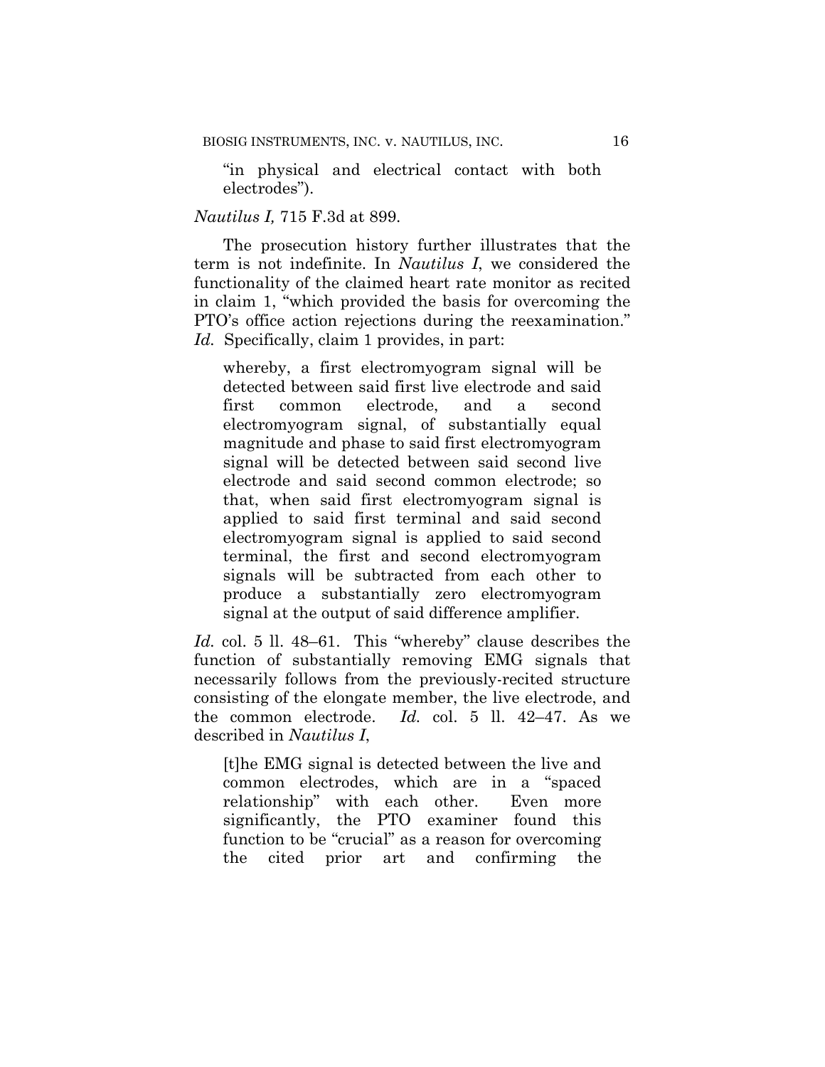"in physical and electrical contact with both electrodes").

*Nautilus I,* 715 F.3d at 899.

The prosecution history further illustrates that the term is not indefinite. In *Nautilus I*, we considered the functionality of the claimed heart rate monitor as recited in claim 1, "which provided the basis for overcoming the PTO's office action rejections during the reexamination." *Id.* Specifically, claim 1 provides, in part:

> whereby, a first electromyogram signal will be detected between said first live electrode and said first common electrode, and a second electromyogram signal, of substantially equal magnitude and phase to said first electromyogram signal will be detected between said second live electrode and said second common electrode; so that, when said first electromyogram signal is applied to said first terminal and said second electromyogram signal is applied to said second terminal, the first and second electromyogram signals will be subtracted from each other to produce a substantially zero electromyogram signal at the output of said difference amplifier.

*Id.* col. 5 ll. 48–61. This "whereby" clause describes the function of substantially removing EMG signals that necessarily follows from the previously-recited structure consisting of the elongate member, the live electrode, and the common electrode. *Id.* col. 5 ll. 42–47. As we described in *Nautilus I*,

> [t]he EMG signal is detected between the live and common electrodes, which are in a "spaced relationship" with each other. Even more significantly, the PTO examiner found this function to be "crucial" as a reason for overcoming the cited prior art and confirming the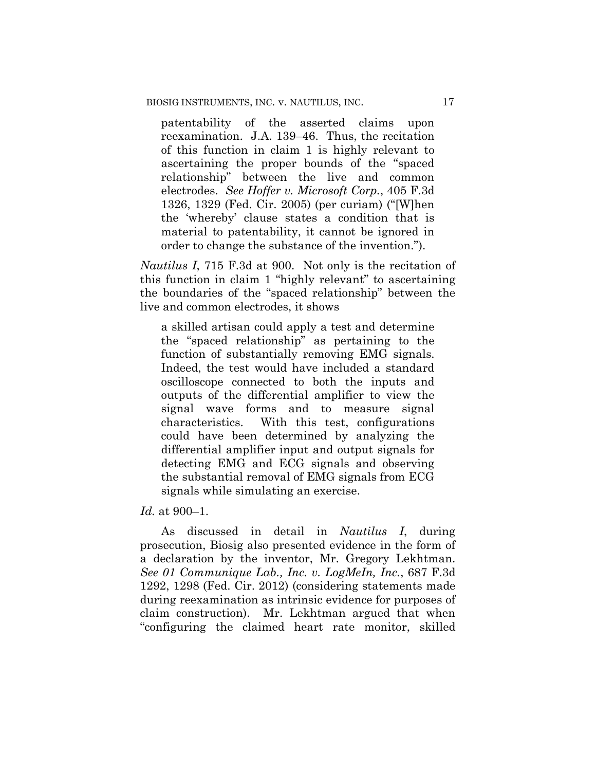> patentability of the asserted claims upon reexamination. J.A. 139–46. Thus, the recitation of this function in claim 1 is highly relevant to ascertaining the proper bounds of the "spaced relationship" between the live and common electrodes. *See Hoffer v. Microsoft Corp.*, 405 F.3d 1326, 1329 (Fed. Cir. 2005) (per curiam) ("[W]hen the 'whereby' clause states a condition that is material to patentability, it cannot be ignored in order to change the substance of the invention.").

*Nautilus I*, 715 F.3d at 900. Not only is the recitation of this function in claim 1 "highly relevant" to ascertaining the boundaries of the "spaced relationship" between the live and common electrodes, it shows

> a skilled artisan could apply a test and determine the "spaced relationship" as pertaining to the function of substantially removing EMG signals. Indeed, the test would have included a standard oscilloscope connected to both the inputs and outputs of the differential amplifier to view the signal wave forms and to measure signal characteristics. With this test, configurations could have been determined by analyzing the differential amplifier input and output signals for detecting EMG and ECG signals and observing the substantial removal of EMG signals from ECG signals while simulating an exercise.

*Id.* at 900–1.

As discussed in detail in *Nautilus I*, during prosecution, Biosig also presented evidence in the form of a declaration by the inventor, Mr. Gregory Lekhtman. *See 01 Communique Lab., Inc. v. LogMeIn, Inc.*, 687 F.3d 1292, 1298 (Fed. Cir. 2012) (considering statements made during reexamination as intrinsic evidence for purposes of claim construction). Mr. Lekhtman argued that when "configuring the claimed heart rate monitor, skilled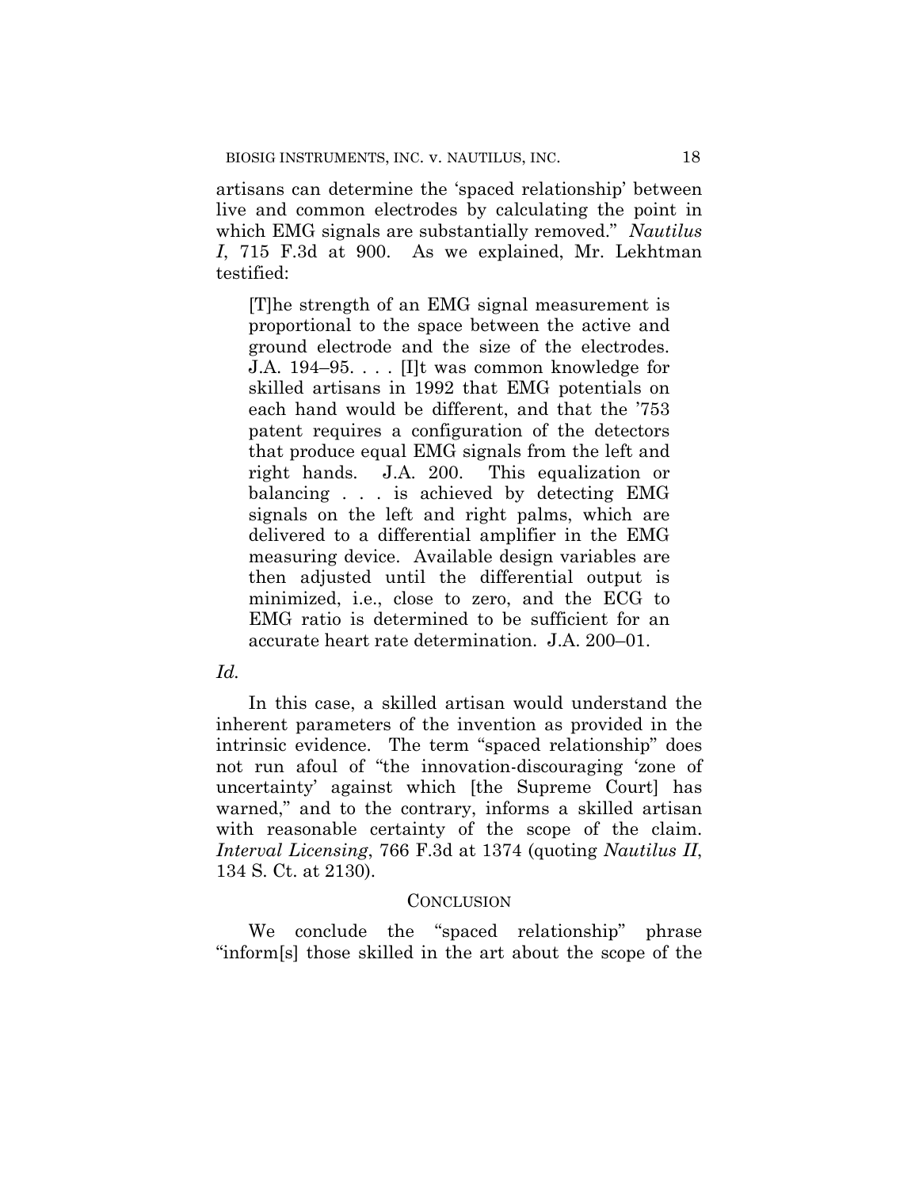artisans can determine the 'spaced relationship' between live and common electrodes by calculating the point in which EMG signals are substantially removed." *Nautilus I*, 715 F.3d at 900. As we explained, Mr. Lekhtman testified:

> [T]he strength of an EMG signal measurement is proportional to the space between the active and ground electrode and the size of the electrodes. J.A. 194–95. . . . [I]t was common knowledge for skilled artisans in 1992 that EMG potentials on each hand would be different, and that the '753 patent requires a configuration of the detectors that produce equal EMG signals from the left and right hands. J.A. 200. This equalization or balancing . . . is achieved by detecting EMG signals on the left and right palms, which are delivered to a differential amplifier in the EMG measuring device. Available design variables are then adjusted until the differential output is minimized, i.e., close to zero, and the ECG to EMG ratio is determined to be sufficient for an accurate heart rate determination. J.A. 200–01.

*Id.*

In this case, a skilled artisan would understand the inherent parameters of the invention as provided in the intrinsic evidence. The term "spaced relationship" does not run afoul of "the innovation-discouraging 'zone of uncertainty' against which [the Supreme Court] has warned," and to the contrary, informs a skilled artisan with reasonable certainty of the scope of the claim. *Interval Licensing*, 766 F.3d at 1374 (quoting *Nautilus II*, 134 S. Ct. at 2130).

## CONCLUSION

We conclude the "spaced relationship" phrase "inform[s] those skilled in the art about the scope of the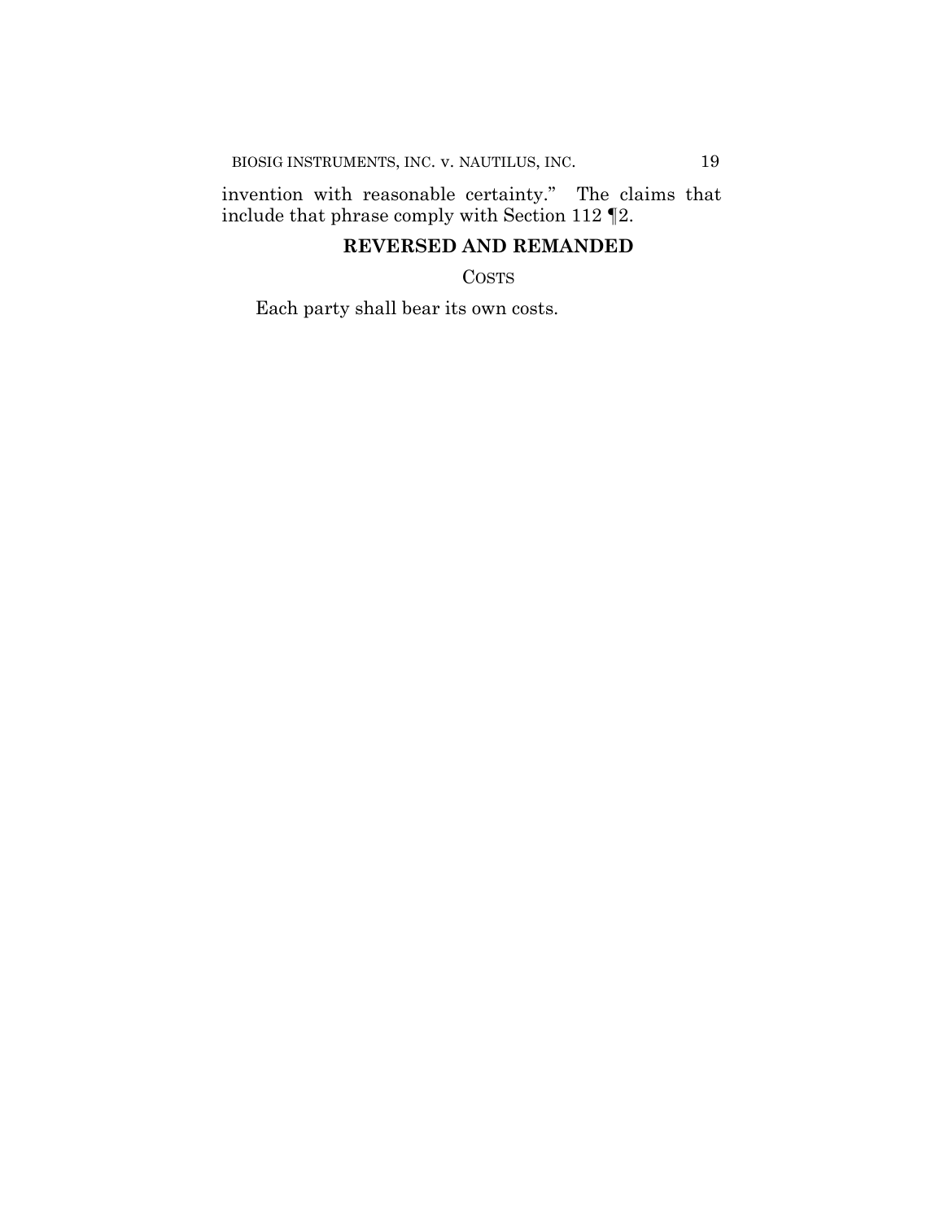invention with reasonable certainty." The claims that include that phrase comply with Section 112 ¶2.

**REVERSED AND REMANDED**

COSTS

Each party shall bear its own costs.